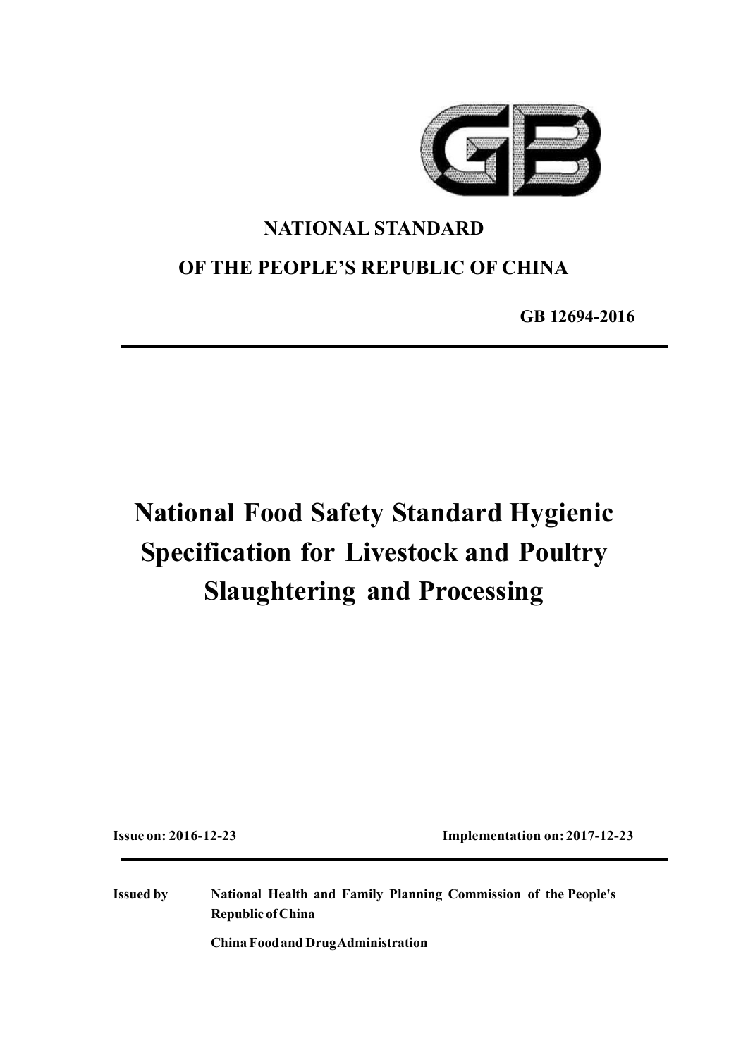**NATIONAL STANDARD**

**OF THE PEOPLE'S REPUBLIC OF CHINA**

**GB 12694-2016**

# National Food Safety Standard Hygienic Specification for Livestock and Poultry Slaughtering and Processing

**Issue on: 2016-12-23** **Implementation on: 2017-12-23**

**Issued by** **National Health and Family Planning Commission of the People's Republic of China**

**China Food and Drug Administration**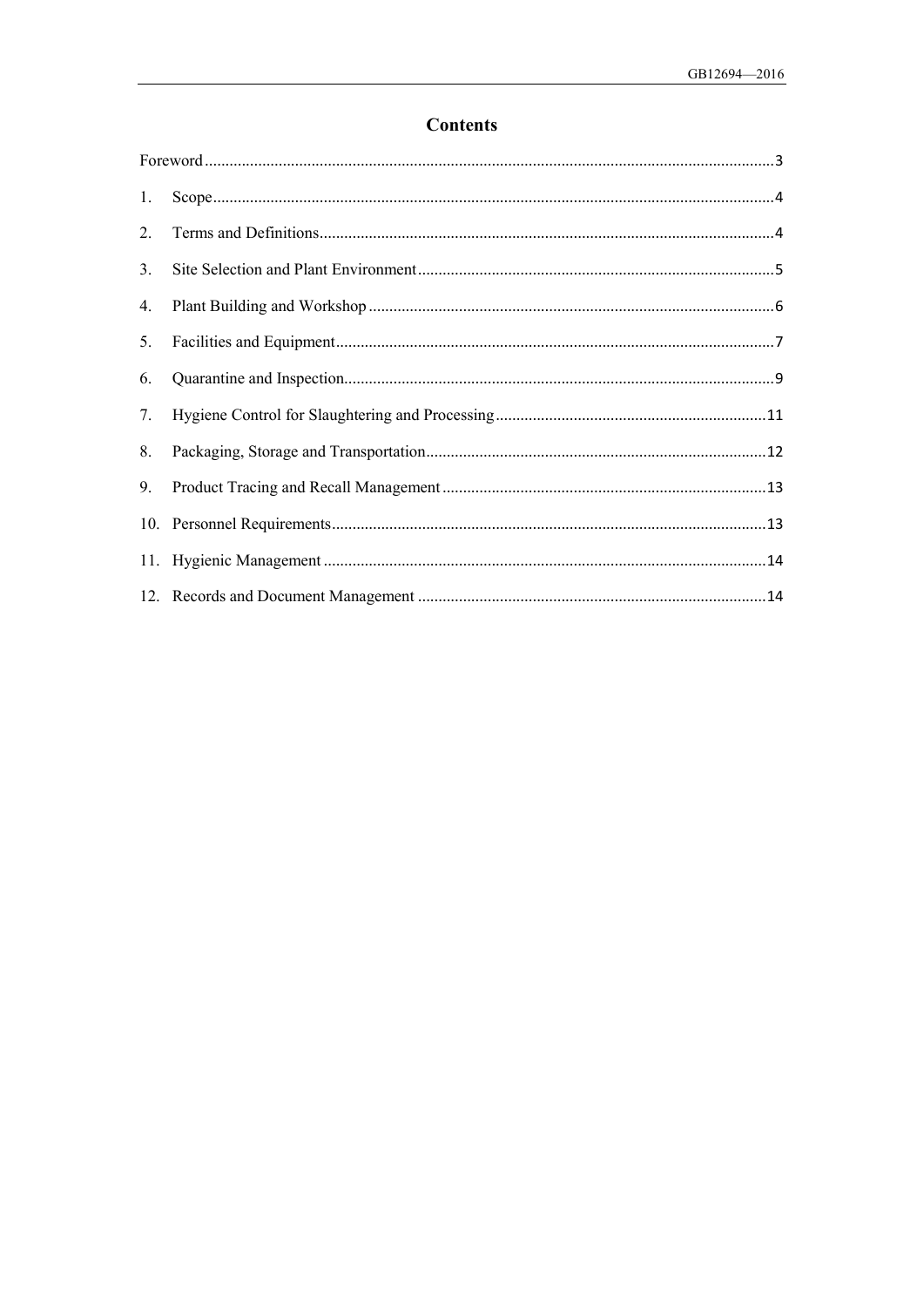# Contents

Foreword .......... 3

1. Scope .......... 4
2. Terms and Definitions .......... 4
3. Site Selection and Plant Environment .......... 5
4. Plant Building and Workshop .......... 6
5. Facilities and Equipment .......... 7
6. Quarantine and Inspection .......... 9
7. Hygiene Control for Slaughtering and Processing .......... 11
8. Packaging, Storage and Transportation .......... 12
9. Product Tracing and Recall Management .......... 13
10. Personnel Requirements .......... 13
11. Hygienic Management .......... 14
12. Records and Document Management .......... 14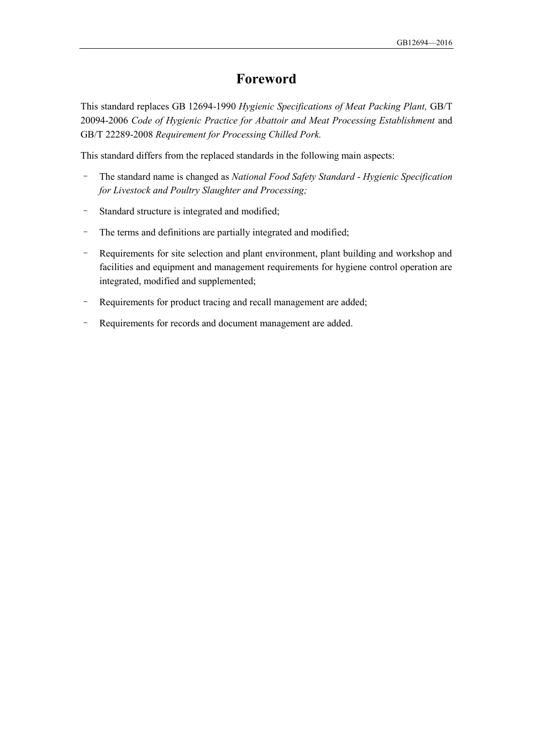# Foreword

This standard replaces GB 12694-1990 *Hygienic Specifications of Meat Packing Plant,* GB/T 20094-2006 *Code of Hygienic Practice for Abattoir and Meat Processing Establishment* and GB/T 22289-2008 *Requirement for Processing Chilled Pork.*

This standard differs from the replaced standards in the following main aspects:

- The standard name is changed as *National Food Safety Standard - Hygienic Specification for Livestock and Poultry Slaughter and Processing;*
- Standard structure is integrated and modified;
- The terms and definitions are partially integrated and modified;
- Requirements for site selection and plant environment, plant building and workshop and facilities and equipment and management requirements for hygiene control operation are integrated, modified and supplemented;
- Requirements for product tracing and recall management are added;
- Requirements for records and document management are added.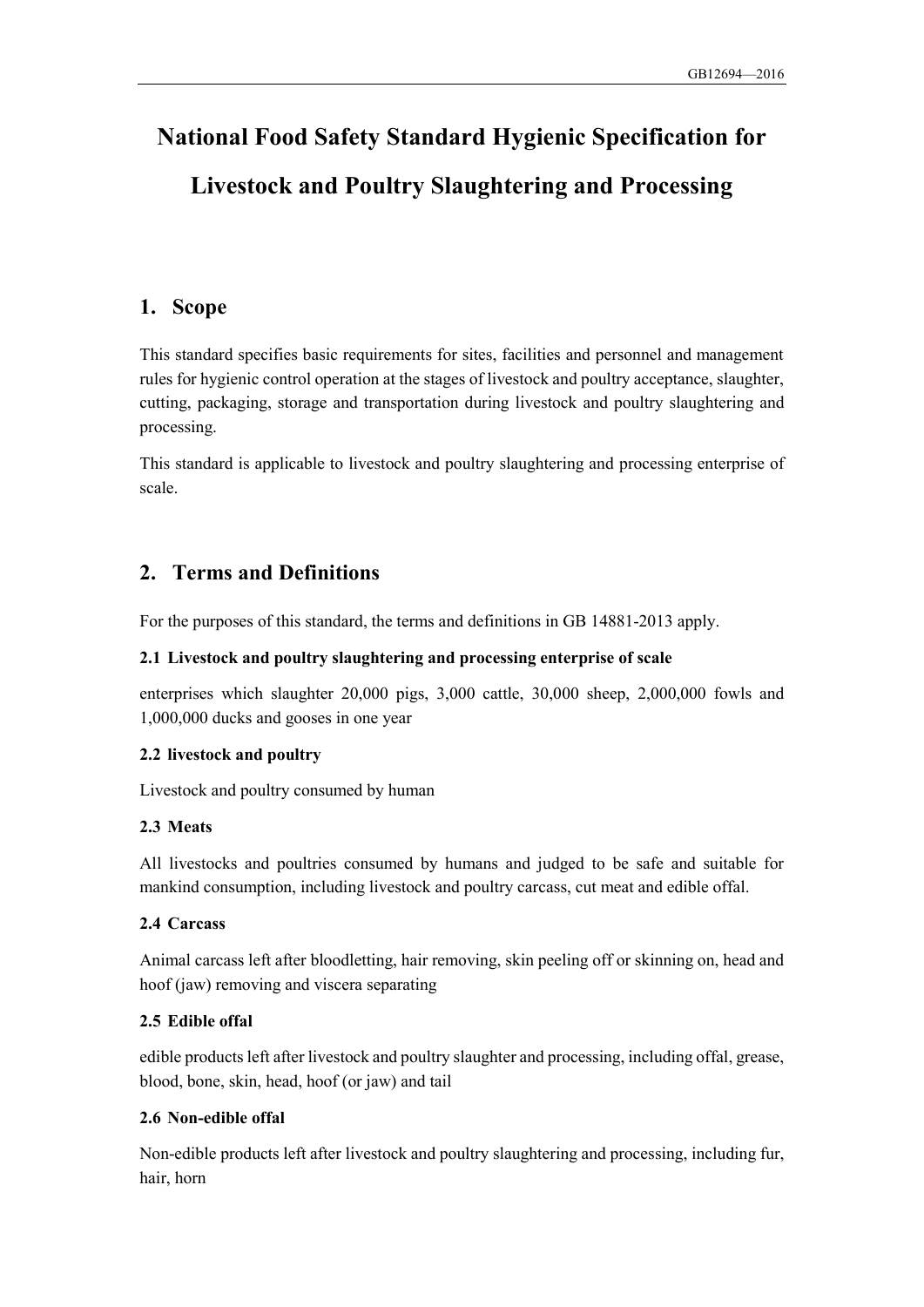# National Food Safety Standard Hygienic Specification for Livestock and Poultry Slaughtering and Processing

## 1. Scope

This standard specifies basic requirements for sites, facilities and personnel and management rules for hygienic control operation at the stages of livestock and poultry acceptance, slaughter, cutting, packaging, storage and transportation during livestock and poultry slaughtering and processing.

This standard is applicable to livestock and poultry slaughtering and processing enterprise of scale.

## 2. Terms and Definitions

For the purposes of this standard, the terms and definitions in GB 14881-2013 apply.

### 2.1 Livestock and poultry slaughtering and processing enterprise of scale

enterprises which slaughter 20,000 pigs, 3,000 cattle, 30,000 sheep, 2,000,000 fowls and 1,000,000 ducks and gooses in one year

### 2.2 livestock and poultry

Livestock and poultry consumed by human

### 2.3 Meats

All livestocks and poultries consumed by humans and judged to be safe and suitable for mankind consumption, including livestock and poultry carcass, cut meat and edible offal.

### 2.4 Carcass

Animal carcass left after bloodletting, hair removing, skin peeling off or skinning on, head and hoof (jaw) removing and viscera separating

### 2.5 Edible offal

edible products left after livestock and poultry slaughter and processing, including offal, grease, blood, bone, skin, head, hoof (or jaw) and tail

### 2.6 Non-edible offal

Non-edible products left after livestock and poultry slaughtering and processing, including fur, hair, horn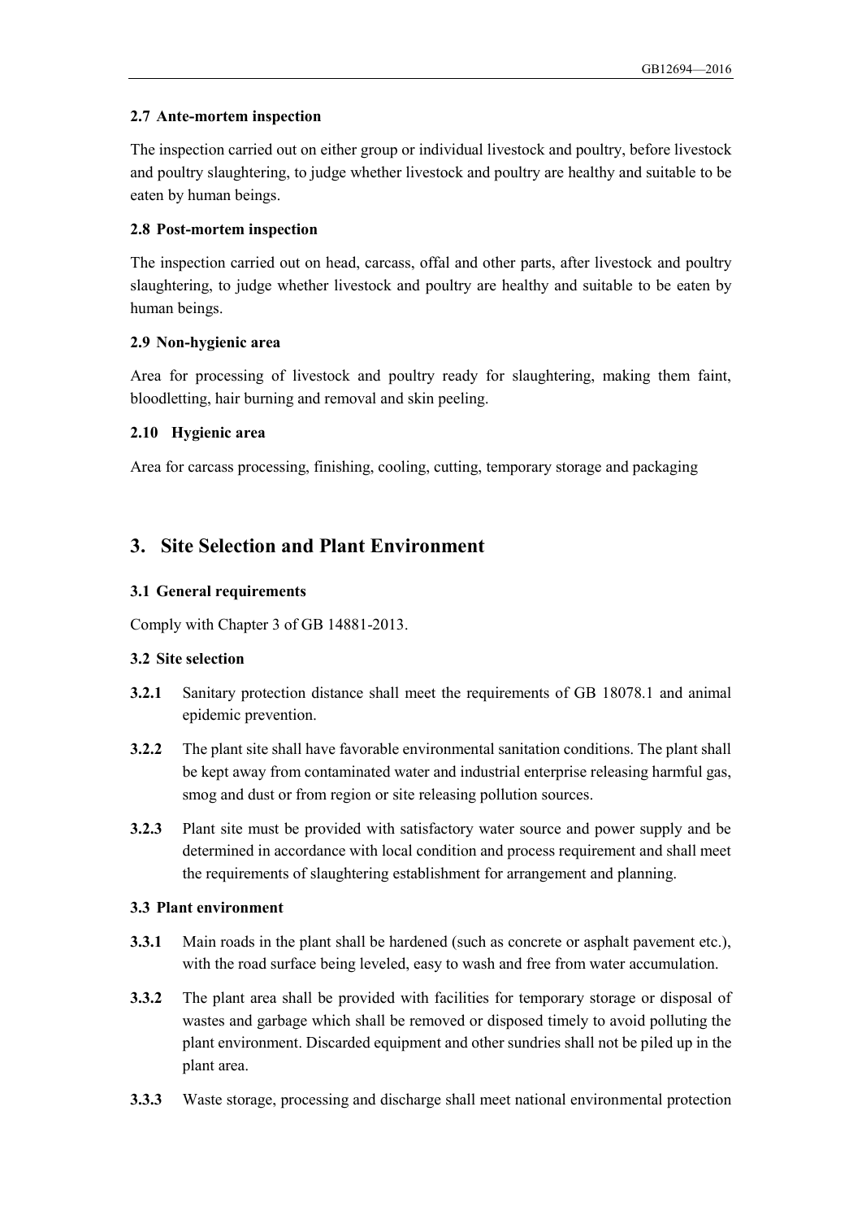### 2.7 Ante-mortem inspection

The inspection carried out on either group or individual livestock and poultry, before livestock and poultry slaughtering, to judge whether livestock and poultry are healthy and suitable to be eaten by human beings.

### 2.8 Post-mortem inspection

The inspection carried out on head, carcass, offal and other parts, after livestock and poultry slaughtering, to judge whether livestock and poultry are healthy and suitable to be eaten by human beings.

### 2.9 Non-hygienic area

Area for processing of livestock and poultry ready for slaughtering, making them faint, bloodletting, hair burning and removal and skin peeling.

### 2.10 Hygienic area

Area for carcass processing, finishing, cooling, cutting, temporary storage and packaging

## 3. Site Selection and Plant Environment

### 3.1 General requirements

Comply with Chapter 3 of GB 14881-2013.

### 3.2 Site selection

**3.2.1** Sanitary protection distance shall meet the requirements of GB 18078.1 and animal epidemic prevention.

**3.2.2** The plant site shall have favorable environmental sanitation conditions. The plant shall be kept away from contaminated water and industrial enterprise releasing harmful gas, smog and dust or from region or site releasing pollution sources.

**3.2.3** Plant site must be provided with satisfactory water source and power supply and be determined in accordance with local condition and process requirement and shall meet the requirements of slaughtering establishment for arrangement and planning.

### 3.3 Plant environment

**3.3.1** Main roads in the plant shall be hardened (such as concrete or asphalt pavement etc.), with the road surface being leveled, easy to wash and free from water accumulation.

**3.3.2** The plant area shall be provided with facilities for temporary storage or disposal of wastes and garbage which shall be removed or disposed timely to avoid polluting the plant environment. Discarded equipment and other sundries shall not be piled up in the plant area.

**3.3.3** Waste storage, processing and discharge shall meet national environmental protection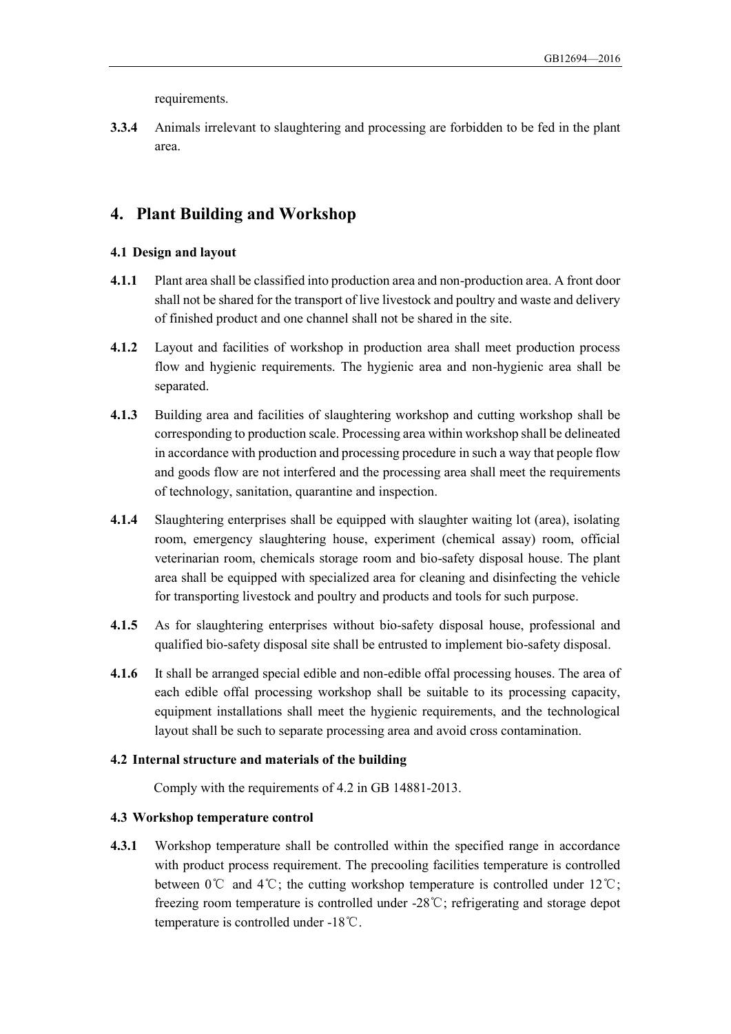requirements.

**3.3.4** Animals irrelevant to slaughtering and processing are forbidden to be fed in the plant area.

# 4. Plant Building and Workshop

### 4.1 Design and layout

**4.1.1** Plant area shall be classified into production area and non-production area. A front door shall not be shared for the transport of live livestock and poultry and waste and delivery of finished product and one channel shall not be shared in the site.

**4.1.2** Layout and facilities of workshop in production area shall meet production process flow and hygienic requirements. The hygienic area and non-hygienic area shall be separated.

**4.1.3** Building area and facilities of slaughtering workshop and cutting workshop shall be corresponding to production scale. Processing area within workshop shall be delineated in accordance with production and processing procedure in such a way that people flow and goods flow are not interfered and the processing area shall meet the requirements of technology, sanitation, quarantine and inspection.

**4.1.4** Slaughtering enterprises shall be equipped with slaughter waiting lot (area), isolating room, emergency slaughtering house, experiment (chemical assay) room, official veterinarian room, chemicals storage room and bio-safety disposal house. The plant area shall be equipped with specialized area for cleaning and disinfecting the vehicle for transporting livestock and poultry and products and tools for such purpose.

**4.1.5** As for slaughtering enterprises without bio-safety disposal house, professional and qualified bio-safety disposal site shall be entrusted to implement bio-safety disposal.

**4.1.6** It shall be arranged special edible and non-edible offal processing houses. The area of each edible offal processing workshop shall be suitable to its processing capacity, equipment installations shall meet the hygienic requirements, and the technological layout shall be such to separate processing area and avoid cross contamination.

### 4.2 Internal structure and materials of the building

Comply with the requirements of 4.2 in GB 14881-2013.

### 4.3 Workshop temperature control

**4.3.1** Workshop temperature shall be controlled within the specified range in accordance with product process requirement. The precooling facilities temperature is controlled between 0℃ and 4℃; the cutting workshop temperature is controlled under 12℃; freezing room temperature is controlled under -28℃; refrigerating and storage depot temperature is controlled under -18℃.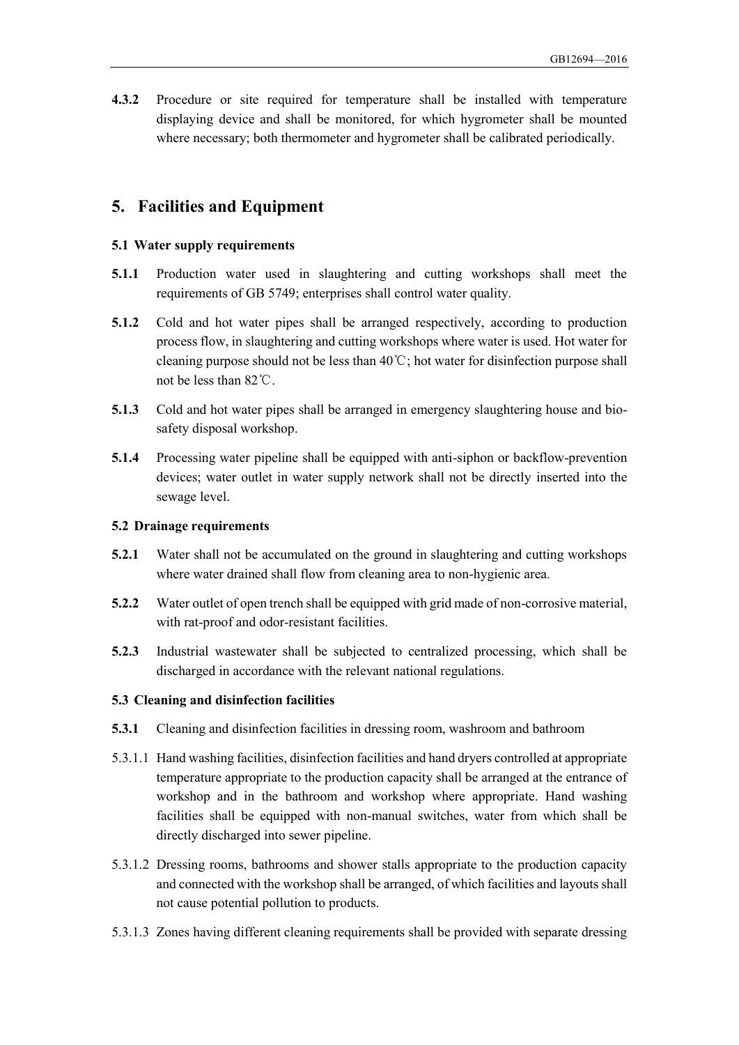**4.3.2** Procedure or site required for temperature shall be installed with temperature displaying device and shall be monitored, for which hygrometer shall be mounted where necessary; both thermometer and hygrometer shall be calibrated periodically.

## 5. Facilities and Equipment

### 5.1 Water supply requirements

**5.1.1** Production water used in slaughtering and cutting workshops shall meet the requirements of GB 5749; enterprises shall control water quality.

**5.1.2** Cold and hot water pipes shall be arranged respectively, according to production process flow, in slaughtering and cutting workshops where water is used. Hot water for cleaning purpose should not be less than 40℃; hot water for disinfection purpose shall not be less than 82℃.

**5.1.3** Cold and hot water pipes shall be arranged in emergency slaughtering house and bio-safety disposal workshop.

**5.1.4** Processing water pipeline shall be equipped with anti-siphon or backflow-prevention devices; water outlet in water supply network shall not be directly inserted into the sewage level.

### 5.2 Drainage requirements

**5.2.1** Water shall not be accumulated on the ground in slaughtering and cutting workshops where water drained shall flow from cleaning area to non-hygienic area.

**5.2.2** Water outlet of open trench shall be equipped with grid made of non-corrosive material, with rat-proof and odor-resistant facilities.

**5.2.3** Industrial wastewater shall be subjected to centralized processing, which shall be discharged in accordance with the relevant national regulations.

### 5.3 Cleaning and disinfection facilities

**5.3.1** Cleaning and disinfection facilities in dressing room, washroom and bathroom

5.3.1.1 Hand washing facilities, disinfection facilities and hand dryers controlled at appropriate temperature appropriate to the production capacity shall be arranged at the entrance of workshop and in the bathroom and workshop where appropriate. Hand washing facilities shall be equipped with non-manual switches, water from which shall be directly discharged into sewer pipeline.

5.3.1.2 Dressing rooms, bathrooms and shower stalls appropriate to the production capacity and connected with the workshop shall be arranged, of which facilities and layouts shall not cause potential pollution to products.

5.3.1.3 Zones having different cleaning requirements shall be provided with separate dressing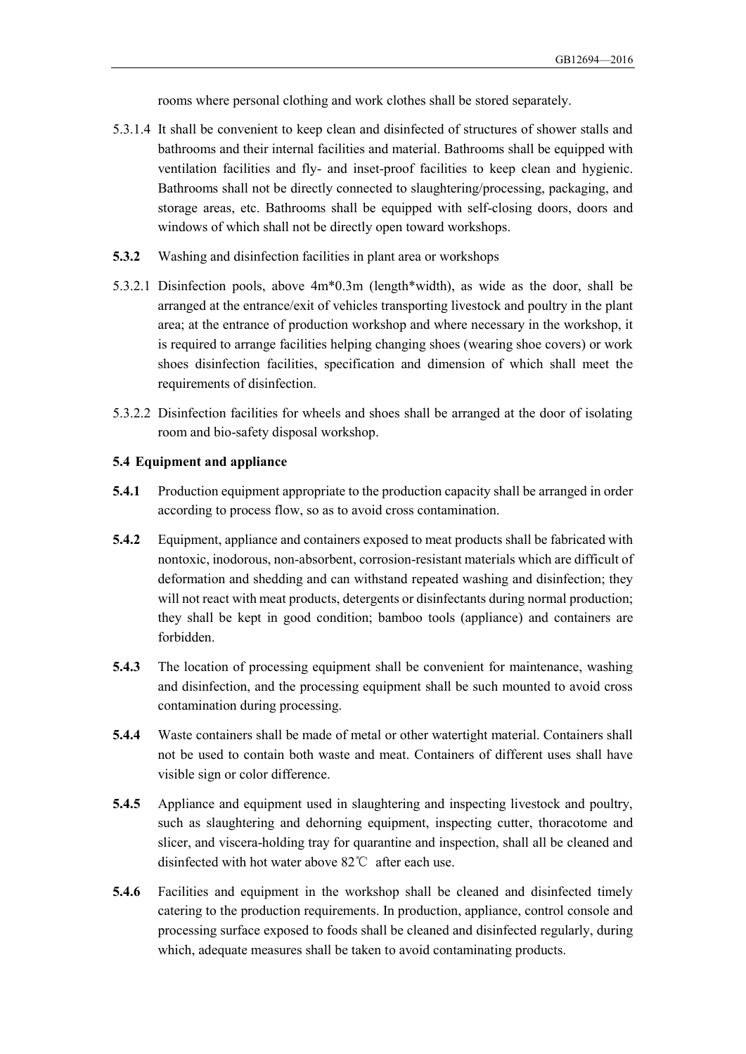rooms where personal clothing and work clothes shall be stored separately.

5.3.1.4 It shall be convenient to keep clean and disinfected of structures of shower stalls and bathrooms and their internal facilities and material. Bathrooms shall be equipped with ventilation facilities and fly- and inset-proof facilities to keep clean and hygienic. Bathrooms shall not be directly connected to slaughtering/processing, packaging, and storage areas, etc. Bathrooms shall be equipped with self-closing doors, doors and windows of which shall not be directly open toward workshops.

**5.3.2** Washing and disinfection facilities in plant area or workshops

5.3.2.1 Disinfection pools, above 4m*0.3m (length*width), as wide as the door, shall be arranged at the entrance/exit of vehicles transporting livestock and poultry in the plant area; at the entrance of production workshop and where necessary in the workshop, it is required to arrange facilities helping changing shoes (wearing shoe covers) or work shoes disinfection facilities, specification and dimension of which shall meet the requirements of disinfection.

5.3.2.2 Disinfection facilities for wheels and shoes shall be arranged at the door of isolating room and bio-safety disposal workshop.

### 5.4 Equipment and appliance

**5.4.1** Production equipment appropriate to the production capacity shall be arranged in order according to process flow, so as to avoid cross contamination.

**5.4.2** Equipment, appliance and containers exposed to meat products shall be fabricated with nontoxic, inodorous, non-absorbent, corrosion-resistant materials which are difficult of deformation and shedding and can withstand repeated washing and disinfection; they will not react with meat products, detergents or disinfectants during normal production; they shall be kept in good condition; bamboo tools (appliance) and containers are forbidden.

**5.4.3** The location of processing equipment shall be convenient for maintenance, washing and disinfection, and the processing equipment shall be such mounted to avoid cross contamination during processing.

**5.4.4** Waste containers shall be made of metal or other watertight material. Containers shall not be used to contain both waste and meat. Containers of different uses shall have visible sign or color difference.

**5.4.5** Appliance and equipment used in slaughtering and inspecting livestock and poultry, such as slaughtering and dehorning equipment, inspecting cutter, thoracotome and slicer, and viscera-holding tray for quarantine and inspection, shall all be cleaned and disinfected with hot water above 82℃ after each use.

**5.4.6** Facilities and equipment in the workshop shall be cleaned and disinfected timely catering to the production requirements. In production, appliance, control console and processing surface exposed to foods shall be cleaned and disinfected regularly, during which, adequate measures shall be taken to avoid contaminating products.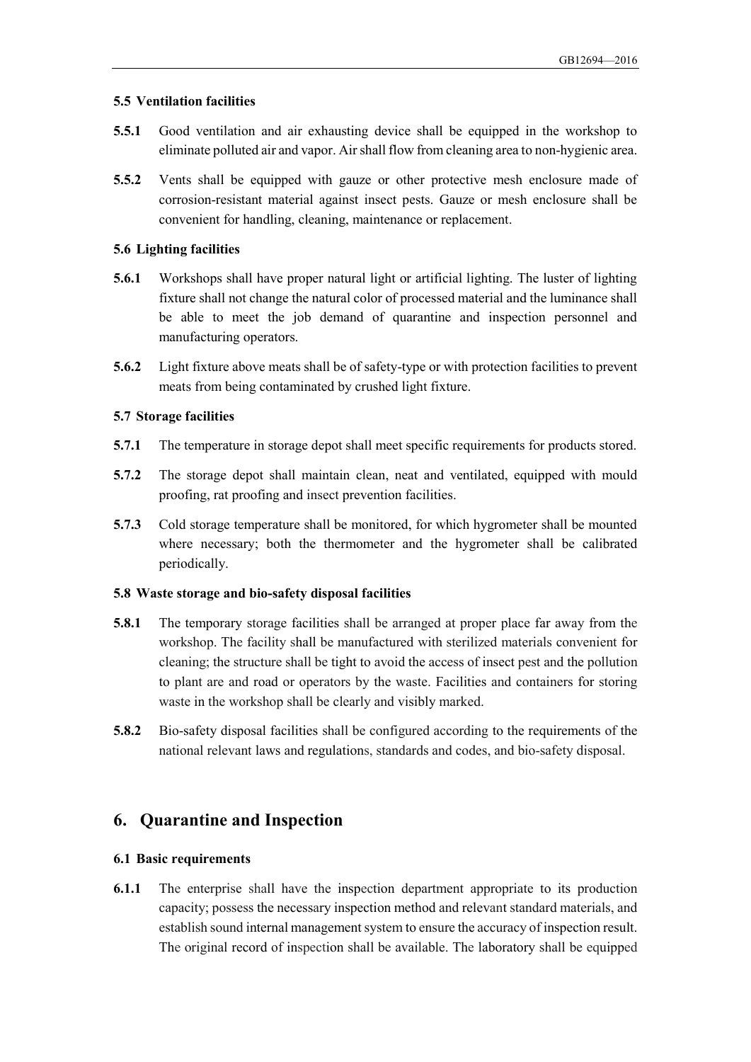### 5.5 Ventilation facilities

**5.5.1** Good ventilation and air exhausting device shall be equipped in the workshop to eliminate polluted air and vapor. Air shall flow from cleaning area to non-hygienic area.

**5.5.2** Vents shall be equipped with gauze or other protective mesh enclosure made of corrosion-resistant material against insect pests. Gauze or mesh enclosure shall be convenient for handling, cleaning, maintenance or replacement.

### 5.6 Lighting facilities

**5.6.1** Workshops shall have proper natural light or artificial lighting. The luster of lighting fixture shall not change the natural color of processed material and the luminance shall be able to meet the job demand of quarantine and inspection personnel and manufacturing operators.

**5.6.2** Light fixture above meats shall be of safety-type or with protection facilities to prevent meats from being contaminated by crushed light fixture.

### 5.7 Storage facilities

**5.7.1** The temperature in storage depot shall meet specific requirements for products stored.

**5.7.2** The storage depot shall maintain clean, neat and ventilated, equipped with mould proofing, rat proofing and insect prevention facilities.

**5.7.3** Cold storage temperature shall be monitored, for which hygrometer shall be mounted where necessary; both the thermometer and the hygrometer shall be calibrated periodically.

### 5.8 Waste storage and bio-safety disposal facilities

**5.8.1** The temporary storage facilities shall be arranged at proper place far away from the workshop. The facility shall be manufactured with sterilized materials convenient for cleaning; the structure shall be tight to avoid the access of insect pest and the pollution to plant are and road or operators by the waste. Facilities and containers for storing waste in the workshop shall be clearly and visibly marked.

**5.8.2** Bio-safety disposal facilities shall be configured according to the requirements of the national relevant laws and regulations, standards and codes, and bio-safety disposal.

## 6. Quarantine and Inspection

### 6.1 Basic requirements

**6.1.1** The enterprise shall have the inspection department appropriate to its production capacity; possess the necessary inspection method and relevant standard materials, and establish sound internal management system to ensure the accuracy of inspection result. The original record of inspection shall be available. The laboratory shall be equipped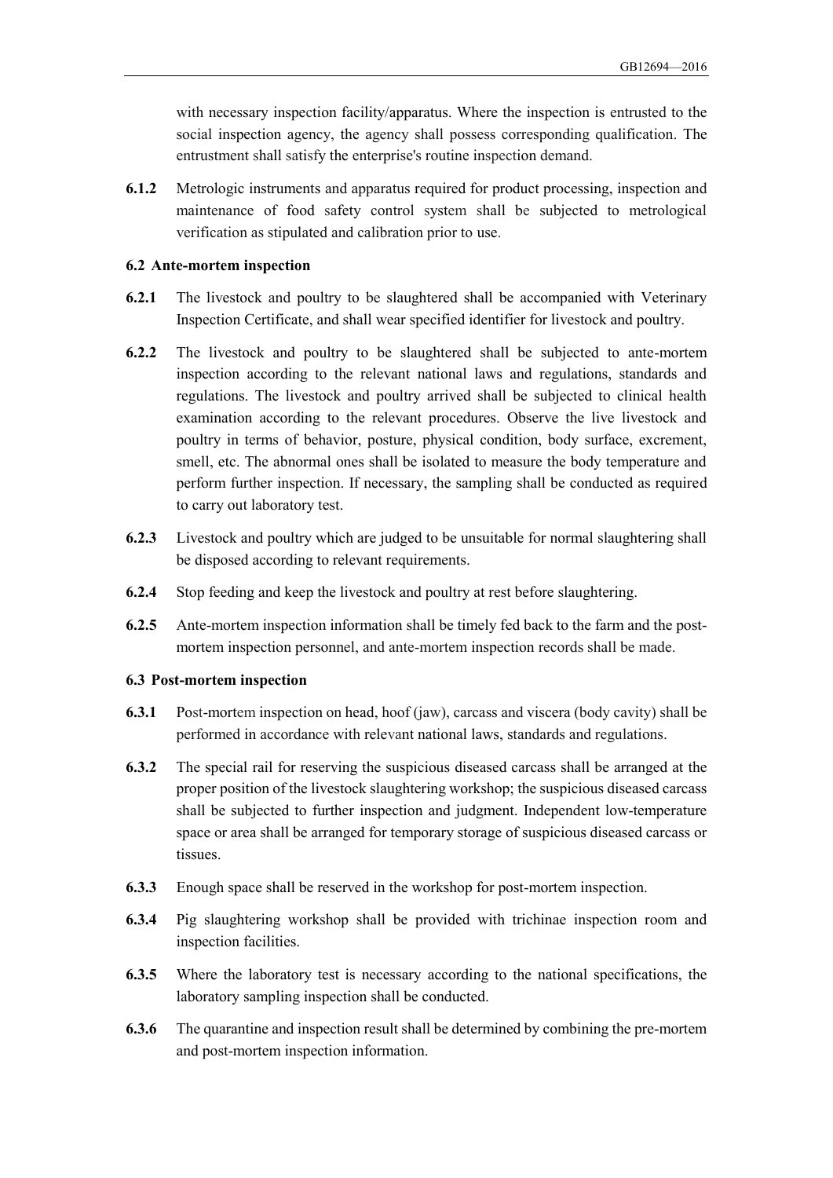with necessary inspection facility/apparatus. Where the inspection is entrusted to the social inspection agency, the agency shall possess corresponding qualification. The entrustment shall satisfy the enterprise's routine inspection demand.

**6.1.2** Metrologic instruments and apparatus required for product processing, inspection and maintenance of food safety control system shall be subjected to metrological verification as stipulated and calibration prior to use.

### 6.2 Ante-mortem inspection

**6.2.1** The livestock and poultry to be slaughtered shall be accompanied with Veterinary Inspection Certificate, and shall wear specified identifier for livestock and poultry.

**6.2.2** The livestock and poultry to be slaughtered shall be subjected to ante-mortem inspection according to the relevant national laws and regulations, standards and regulations. The livestock and poultry arrived shall be subjected to clinical health examination according to the relevant procedures. Observe the live livestock and poultry in terms of behavior, posture, physical condition, body surface, excrement, smell, etc. The abnormal ones shall be isolated to measure the body temperature and perform further inspection. If necessary, the sampling shall be conducted as required to carry out laboratory test.

**6.2.3** Livestock and poultry which are judged to be unsuitable for normal slaughtering shall be disposed according to relevant requirements.

**6.2.4** Stop feeding and keep the livestock and poultry at rest before slaughtering.

**6.2.5** Ante-mortem inspection information shall be timely fed back to the farm and the post-mortem inspection personnel, and ante-mortem inspection records shall be made.

### 6.3 Post-mortem inspection

**6.3.1** Post-mortem inspection on head, hoof (jaw), carcass and viscera (body cavity) shall be performed in accordance with relevant national laws, standards and regulations.

**6.3.2** The special rail for reserving the suspicious diseased carcass shall be arranged at the proper position of the livestock slaughtering workshop; the suspicious diseased carcass shall be subjected to further inspection and judgment. Independent low-temperature space or area shall be arranged for temporary storage of suspicious diseased carcass or tissues.

**6.3.3** Enough space shall be reserved in the workshop for post-mortem inspection.

**6.3.4** Pig slaughtering workshop shall be provided with trichinae inspection room and inspection facilities.

**6.3.5** Where the laboratory test is necessary according to the national specifications, the laboratory sampling inspection shall be conducted.

**6.3.6** The quarantine and inspection result shall be determined by combining the pre-mortem and post-mortem inspection information.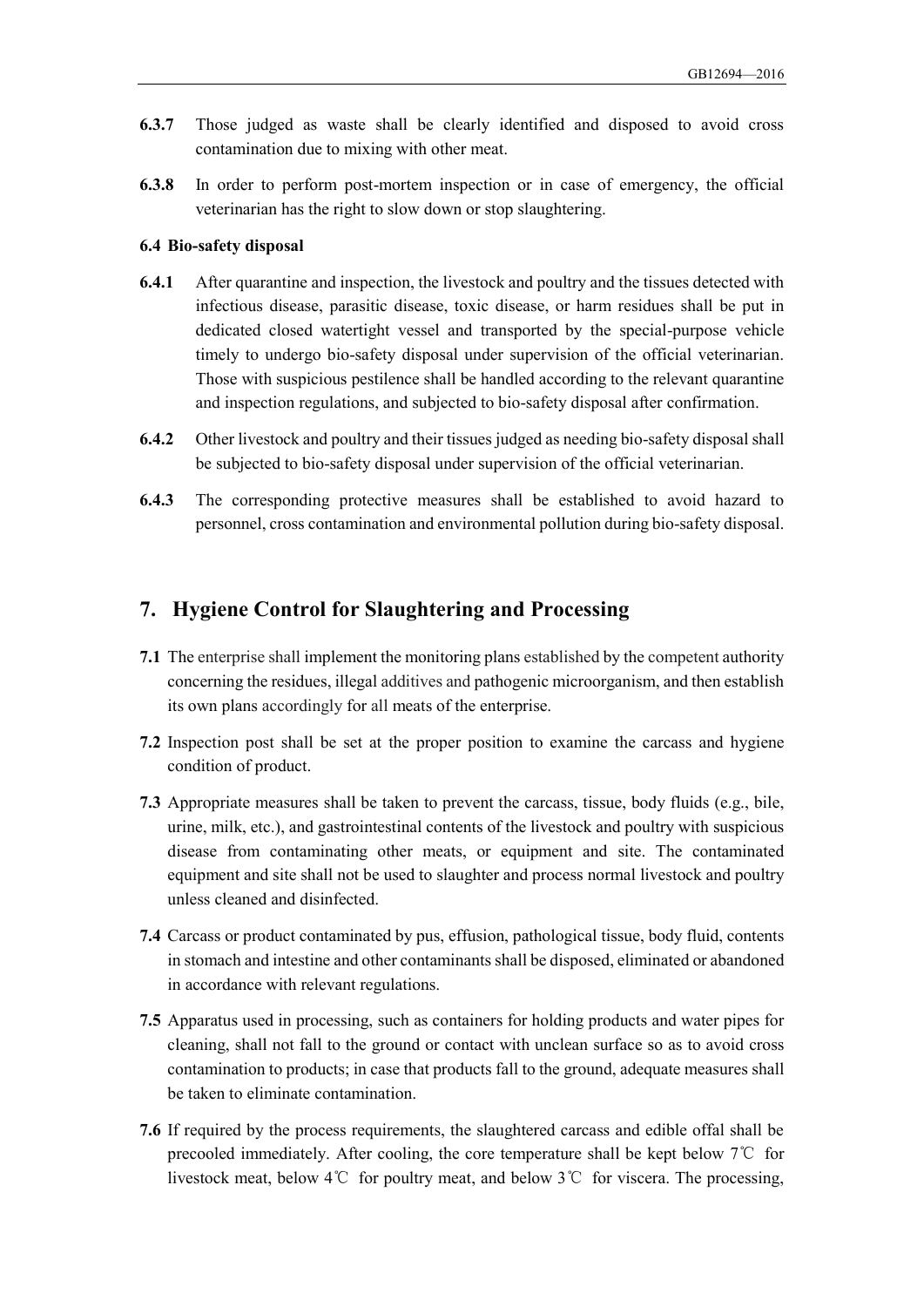**6.3.7** Those judged as waste shall be clearly identified and disposed to avoid cross contamination due to mixing with other meat.

**6.3.8** In order to perform post-mortem inspection or in case of emergency, the official veterinarian has the right to slow down or stop slaughtering.

### 6.4 Bio-safety disposal

**6.4.1** After quarantine and inspection, the livestock and poultry and the tissues detected with infectious disease, parasitic disease, toxic disease, or harm residues shall be put in dedicated closed watertight vessel and transported by the special-purpose vehicle timely to undergo bio-safety disposal under supervision of the official veterinarian. Those with suspicious pestilence shall be handled according to the relevant quarantine and inspection regulations, and subjected to bio-safety disposal after confirmation.

**6.4.2** Other livestock and poultry and their tissues judged as needing bio-safety disposal shall be subjected to bio-safety disposal under supervision of the official veterinarian.

**6.4.3** The corresponding protective measures shall be established to avoid hazard to personnel, cross contamination and environmental pollution during bio-safety disposal.

## 7. Hygiene Control for Slaughtering and Processing

**7.1** The enterprise shall implement the monitoring plans established by the competent authority concerning the residues, illegal additives and pathogenic microorganism, and then establish its own plans accordingly for all meats of the enterprise.

**7.2** Inspection post shall be set at the proper position to examine the carcass and hygiene condition of product.

**7.3** Appropriate measures shall be taken to prevent the carcass, tissue, body fluids (e.g., bile, urine, milk, etc.), and gastrointestinal contents of the livestock and poultry with suspicious disease from contaminating other meats, or equipment and site. The contaminated equipment and site shall not be used to slaughter and process normal livestock and poultry unless cleaned and disinfected.

**7.4** Carcass or product contaminated by pus, effusion, pathological tissue, body fluid, contents in stomach and intestine and other contaminants shall be disposed, eliminated or abandoned in accordance with relevant regulations.

**7.5** Apparatus used in processing, such as containers for holding products and water pipes for cleaning, shall not fall to the ground or contact with unclean surface so as to avoid cross contamination to products; in case that products fall to the ground, adequate measures shall be taken to eliminate contamination.

**7.6** If required by the process requirements, the slaughtered carcass and edible offal shall be precooled immediately. After cooling, the core temperature shall be kept below 7℃ for livestock meat, below 4℃ for poultry meat, and below 3℃ for viscera. The processing,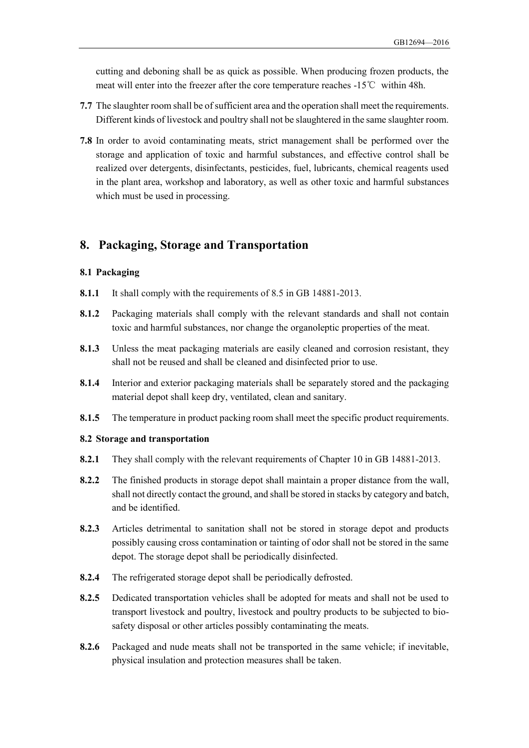cutting and deboning shall be as quick as possible. When producing frozen products, the meat will enter into the freezer after the core temperature reaches -15℃ within 48h.

**7.7** The slaughter room shall be of sufficient area and the operation shall meet the requirements. Different kinds of livestock and poultry shall not be slaughtered in the same slaughter room.

**7.8** In order to avoid contaminating meats, strict management shall be performed over the storage and application of toxic and harmful substances, and effective control shall be realized over detergents, disinfectants, pesticides, fuel, lubricants, chemical reagents used in the plant area, workshop and laboratory, as well as other toxic and harmful substances which must be used in processing.

## 8. Packaging, Storage and Transportation

### 8.1 Packaging

**8.1.1** It shall comply with the requirements of 8.5 in GB 14881-2013.

**8.1.2** Packaging materials shall comply with the relevant standards and shall not contain toxic and harmful substances, nor change the organoleptic properties of the meat.

**8.1.3** Unless the meat packaging materials are easily cleaned and corrosion resistant, they shall not be reused and shall be cleaned and disinfected prior to use.

**8.1.4** Interior and exterior packaging materials shall be separately stored and the packaging material depot shall keep dry, ventilated, clean and sanitary.

**8.1.5** The temperature in product packing room shall meet the specific product requirements.

### 8.2 Storage and transportation

**8.2.1** They shall comply with the relevant requirements of Chapter 10 in GB 14881-2013.

**8.2.2** The finished products in storage depot shall maintain a proper distance from the wall, shall not directly contact the ground, and shall be stored in stacks by category and batch, and be identified.

**8.2.3** Articles detrimental to sanitation shall not be stored in storage depot and products possibly causing cross contamination or tainting of odor shall not be stored in the same depot. The storage depot shall be periodically disinfected.

**8.2.4** The refrigerated storage depot shall be periodically defrosted.

**8.2.5** Dedicated transportation vehicles shall be adopted for meats and shall not be used to transport livestock and poultry, livestock and poultry products to be subjected to bio-safety disposal or other articles possibly contaminating the meats.

**8.2.6** Packaged and nude meats shall not be transported in the same vehicle; if inevitable, physical insulation and protection measures shall be taken.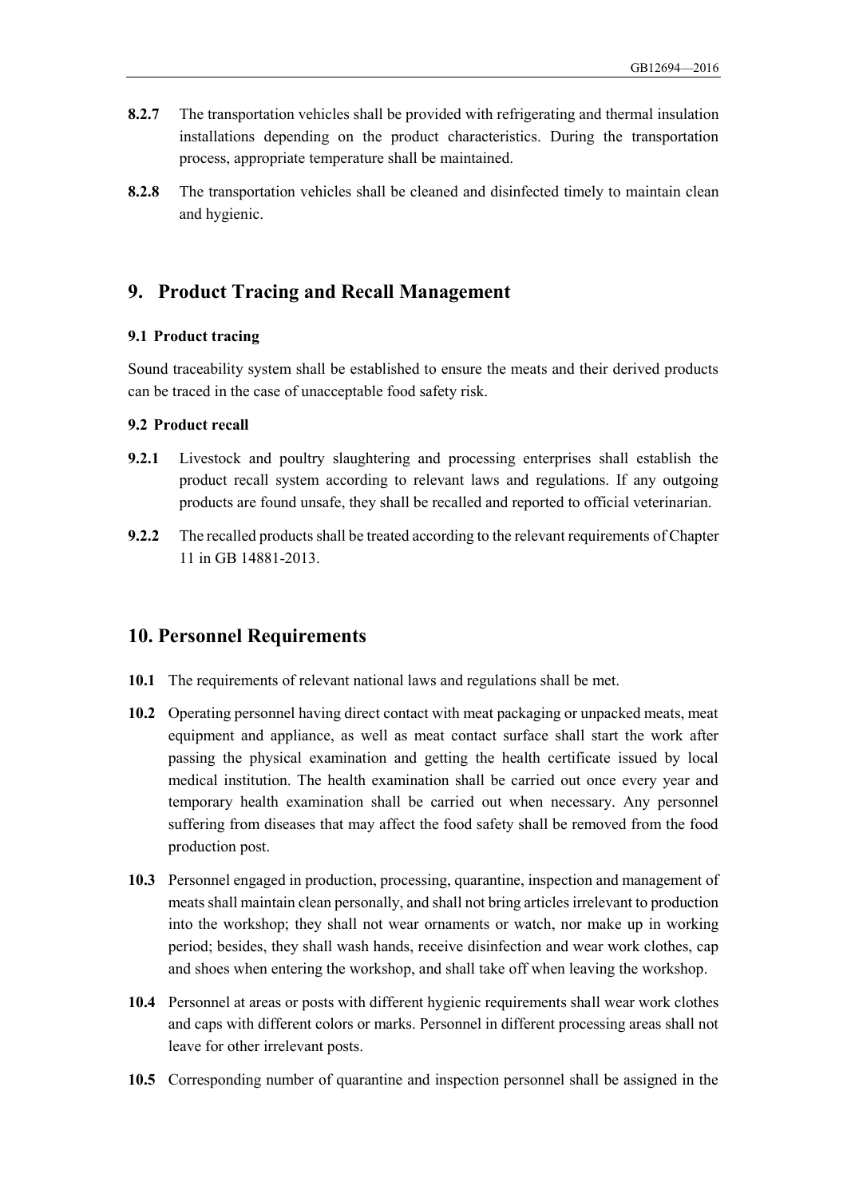**8.2.7** The transportation vehicles shall be provided with refrigerating and thermal insulation installations depending on the product characteristics. During the transportation process, appropriate temperature shall be maintained.

**8.2.8** The transportation vehicles shall be cleaned and disinfected timely to maintain clean and hygienic.

## 9. Product Tracing and Recall Management

### 9.1 Product tracing

Sound traceability system shall be established to ensure the meats and their derived products can be traced in the case of unacceptable food safety risk.

### 9.2 Product recall

**9.2.1** Livestock and poultry slaughtering and processing enterprises shall establish the product recall system according to relevant laws and regulations. If any outgoing products are found unsafe, they shall be recalled and reported to official veterinarian.

**9.2.2** The recalled products shall be treated according to the relevant requirements of Chapter 11 in GB 14881-2013.

## 10. Personnel Requirements

**10.1** The requirements of relevant national laws and regulations shall be met.

**10.2** Operating personnel having direct contact with meat packaging or unpacked meats, meat equipment and appliance, as well as meat contact surface shall start the work after passing the physical examination and getting the health certificate issued by local medical institution. The health examination shall be carried out once every year and temporary health examination shall be carried out when necessary. Any personnel suffering from diseases that may affect the food safety shall be removed from the food production post.

**10.3** Personnel engaged in production, processing, quarantine, inspection and management of meats shall maintain clean personally, and shall not bring articles irrelevant to production into the workshop; they shall not wear ornaments or watch, nor make up in working period; besides, they shall wash hands, receive disinfection and wear work clothes, cap and shoes when entering the workshop, and shall take off when leaving the workshop.

**10.4** Personnel at areas or posts with different hygienic requirements shall wear work clothes and caps with different colors or marks. Personnel in different processing areas shall not leave for other irrelevant posts.

**10.5** Corresponding number of quarantine and inspection personnel shall be assigned in the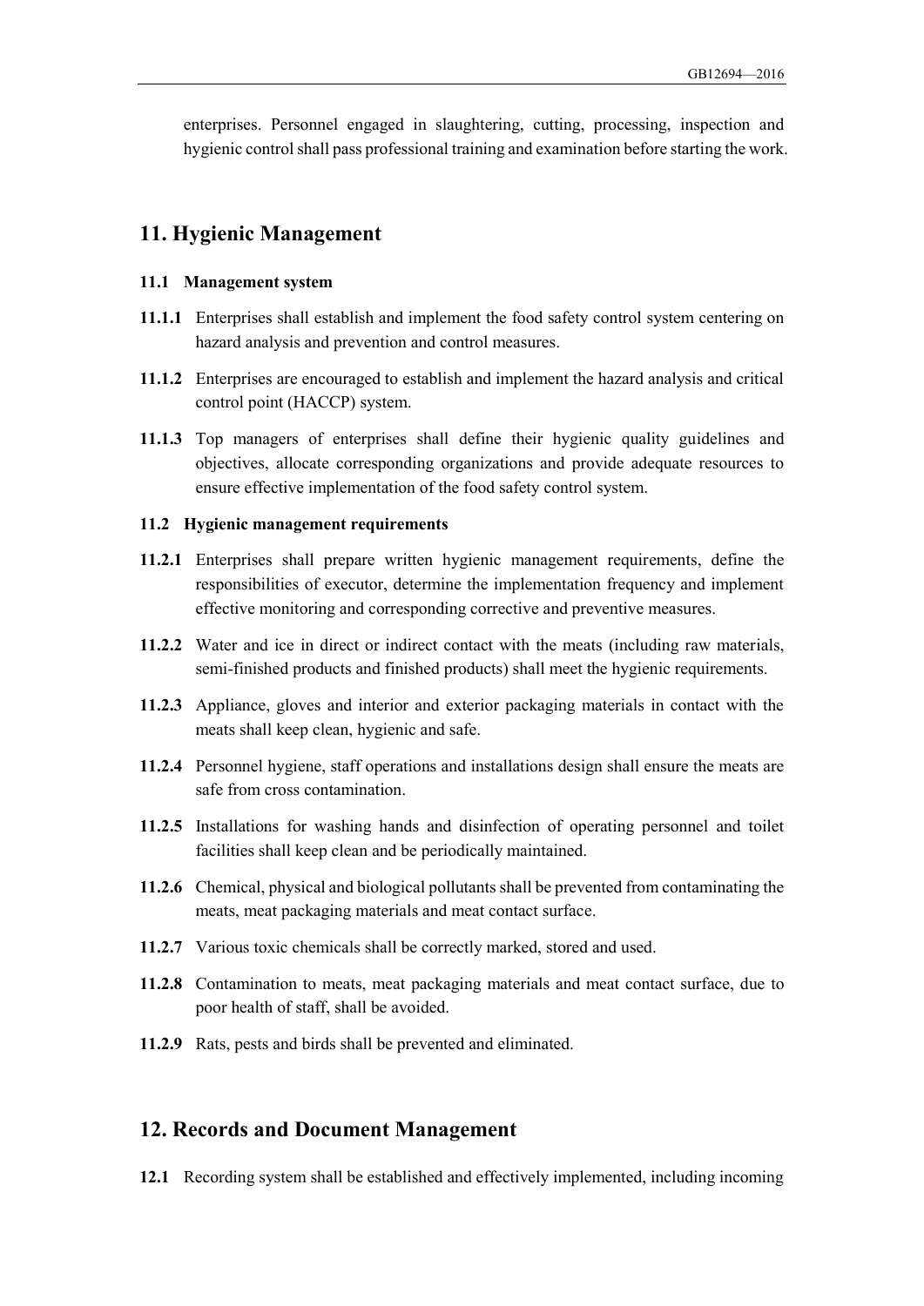enterprises. Personnel engaged in slaughtering, cutting, processing, inspection and hygienic control shall pass professional training and examination before starting the work.

## 11. Hygienic Management

### 11.1 Management system

**11.1.1** Enterprises shall establish and implement the food safety control system centering on hazard analysis and prevention and control measures.

**11.1.2** Enterprises are encouraged to establish and implement the hazard analysis and critical control point (HACCP) system.

**11.1.3** Top managers of enterprises shall define their hygienic quality guidelines and objectives, allocate corresponding organizations and provide adequate resources to ensure effective implementation of the food safety control system.

### 11.2 Hygienic management requirements

**11.2.1** Enterprises shall prepare written hygienic management requirements, define the responsibilities of executor, determine the implementation frequency and implement effective monitoring and corresponding corrective and preventive measures.

**11.2.2** Water and ice in direct or indirect contact with the meats (including raw materials, semi-finished products and finished products) shall meet the hygienic requirements.

**11.2.3** Appliance, gloves and interior and exterior packaging materials in contact with the meats shall keep clean, hygienic and safe.

**11.2.4** Personnel hygiene, staff operations and installations design shall ensure the meats are safe from cross contamination.

**11.2.5** Installations for washing hands and disinfection of operating personnel and toilet facilities shall keep clean and be periodically maintained.

**11.2.6** Chemical, physical and biological pollutants shall be prevented from contaminating the meats, meat packaging materials and meat contact surface.

**11.2.7** Various toxic chemicals shall be correctly marked, stored and used.

**11.2.8** Contamination to meats, meat packaging materials and meat contact surface, due to poor health of staff, shall be avoided.

**11.2.9** Rats, pests and birds shall be prevented and eliminated.

## 12. Records and Document Management

**12.1** Recording system shall be established and effectively implemented, including incoming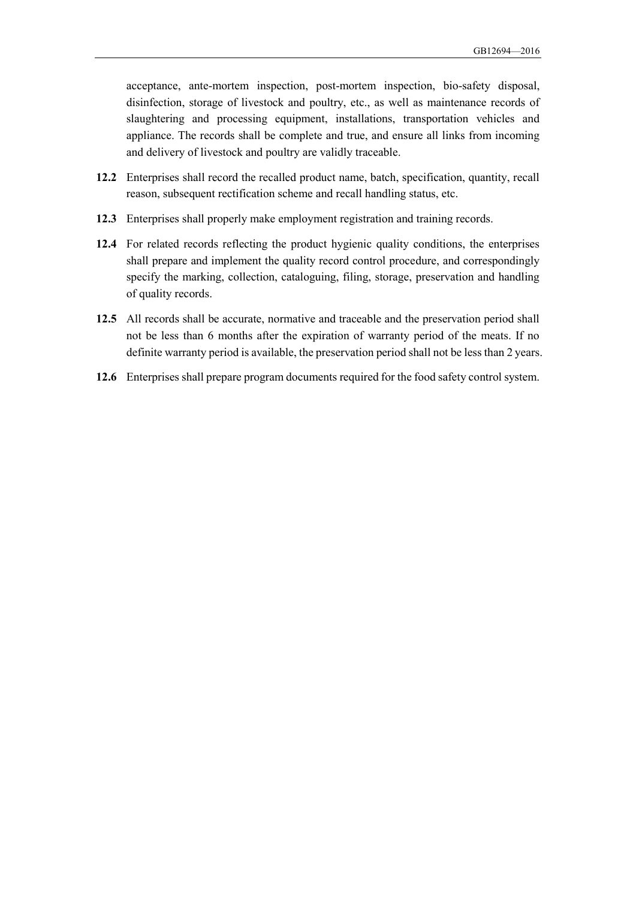acceptance, ante-mortem inspection, post-mortem inspection, bio-safety disposal, disinfection, storage of livestock and poultry, etc., as well as maintenance records of slaughtering and processing equipment, installations, transportation vehicles and appliance. The records shall be complete and true, and ensure all links from incoming and delivery of livestock and poultry are validly traceable.

**12.2** Enterprises shall record the recalled product name, batch, specification, quantity, recall reason, subsequent rectification scheme and recall handling status, etc.

**12.3** Enterprises shall properly make employment registration and training records.

**12.4** For related records reflecting the product hygienic quality conditions, the enterprises shall prepare and implement the quality record control procedure, and correspondingly specify the marking, collection, cataloguing, filing, storage, preservation and handling of quality records.

**12.5** All records shall be accurate, normative and traceable and the preservation period shall not be less than 6 months after the expiration of warranty period of the meats. If no definite warranty period is available, the preservation period shall not be less than 2 years.

**12.6** Enterprises shall prepare program documents required for the food safety control system.